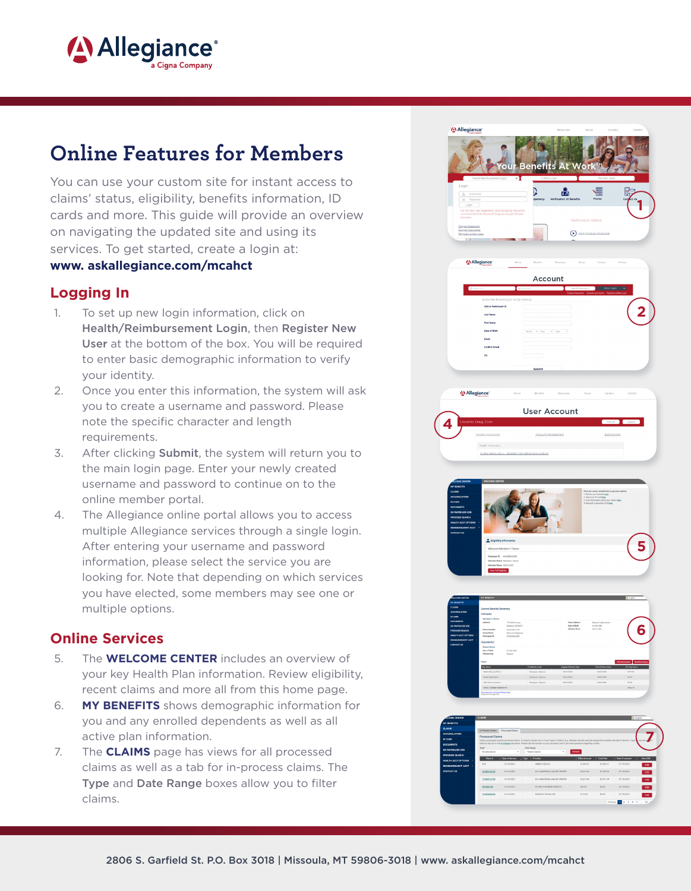# Online Features for Members

You can use your custom site for instant access to claims' status, eligibility, benefits information, ID cards and more. This guide will provide an overview on navigating the updated site and using its services. To get started, create a login at:
**www. askallegiance.com/mcahct**

## Logging In

1. To set up new login information, click on **Health/Reimbursement Login**, then **Register New User** at the bottom of the box. You will be required to enter basic demographic information to verify your identity.
2. Once you enter this information, the system will ask you to create a username and password. Please note the specific character and length requirements.
3. After clicking **Submit**, the system will return you to the main login page. Enter your newly created username and password to continue on to the online member portal.
4. The Allegiance online portal allows you to access multiple Allegiance services through a single login. After entering your username and password information, please select the service you are looking for. Note that depending on which services you have elected, some members may see one or multiple options.

## Online Services

5. The **WELCOME CENTER** includes an overview of your key Health Plan information. Review eligibility, recent claims and more all from this home page.
6. **MY BENEFITS** shows demographic information for you and any enrolled dependents as well as all active plan information.
7. The **CLAIMS** page has views for all processed claims as well as a tab for in-process claims. The **Type** and **Date Range** boxes allow you to filter claims.

2806 S. Garfield St. P.O. Box 3018 | Missoula, MT 59806-3018 | www. askallegiance.com/mcahct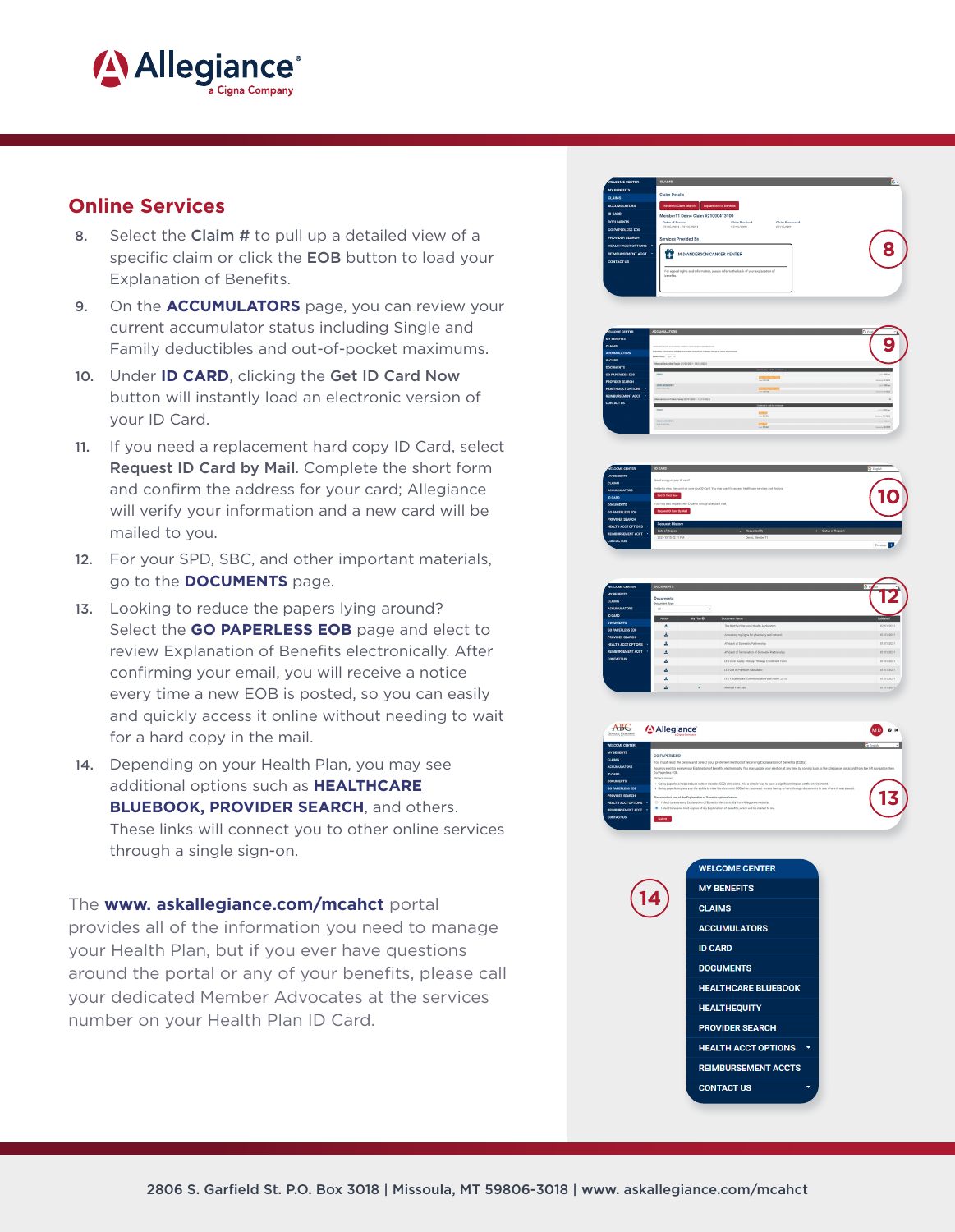## Online Services

8. Select the **Claim #** to pull up a detailed view of a specific claim or click the **EOB** button to load your Explanation of Benefits.
9. On the **ACCUMULATORS** page, you can review your current accumulator status including Single and Family deductibles and out-of-pocket maximums.
10. Under **ID CARD**, clicking the **Get ID Card Now** button will instantly load an electronic version of your ID Card.
11. If you need a replacement hard copy ID Card, select **Request ID Card by Mail**. Complete the short form and confirm the address for your card; Allegiance will verify your information and a new card will be mailed to you.
12. For your SPD, SBC, and other important materials, go to the **DOCUMENTS** page.
13. Looking to reduce the papers lying around? Select the **GO PAPERLESS EOB** page and elect to review Explanation of Benefits electronically. After confirming your email, you will receive a notice every time a new EOB is posted, so you can easily and quickly access it online without needing to wait for a hard copy in the mail.
14. Depending on your Health Plan, you may see additional options such as **HEALTHCARE BLUEBOOK, PROVIDER SEARCH**, and others. These links will connect you to other online services through a single sign-on.

The **www. askallegiance.com/mcahct** portal provides all of the information you need to manage your Health Plan, but if you ever have questions around the portal or any of your benefits, please call your dedicated Member Advocates at the services number on your Health Plan ID Card.

WELCOME CENTER
MY BENEFITS
CLAIMS
ACCUMULATORS
ID CARD
DOCUMENTS
HEALTHCARE BLUEBOOK
HEALTHEQUITY
PROVIDER SEARCH
HEALTH ACCT OPTIONS
REIMBURSEMENT ACCTS
CONTACT US

2806 S. Garfield St. P.O. Box 3018 | Missoula, MT 59806-3018 | www. askallegiance.com/mcahct